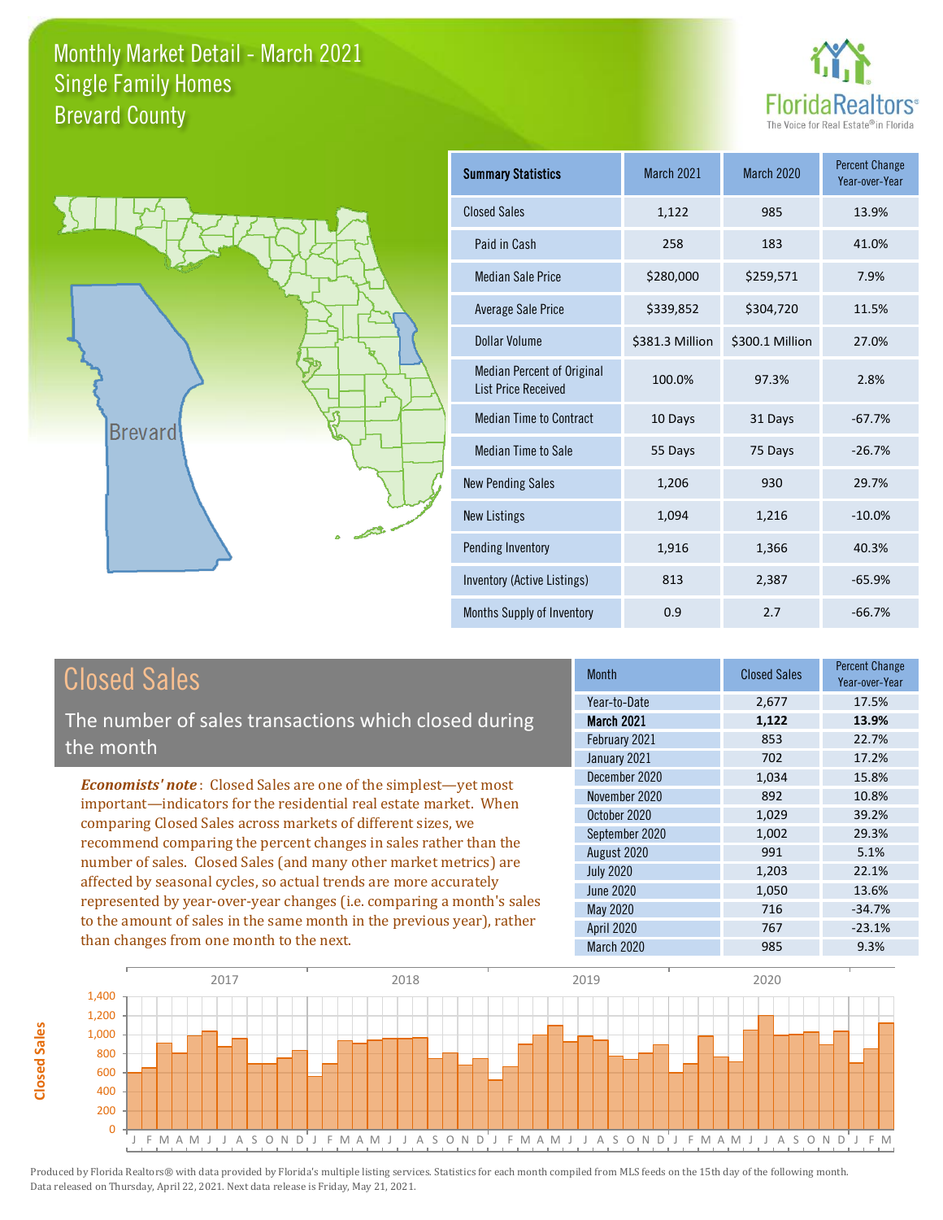# Monthly Market Detail - March 2021
## Single Family Homes
## Brevard County

FloridaRealtors® The Voice for Real Estate® in Florida

Brevard

| Summary Statistics | March 2021 | March 2020 | Percent Change Year-over-Year |
|---|---|---|---|
| Closed Sales | 1,122 | 985 | 13.9% |
| Paid in Cash | 258 | 183 | 41.0% |
| Median Sale Price | $280,000 | $259,571 | 7.9% |
| Average Sale Price | $339,852 | $304,720 | 11.5% |
| Dollar Volume | $381.3 Million | $300.1 Million | 27.0% |
| Median Percent of Original List Price Received | 100.0% | 97.3% | 2.8% |
| Median Time to Contract | 10 Days | 31 Days | -67.7% |
| Median Time to Sale | 55 Days | 75 Days | -26.7% |
| New Pending Sales | 1,206 | 930 | 29.7% |
| New Listings | 1,094 | 1,216 | -10.0% |
| Pending Inventory | 1,916 | 1,366 | 40.3% |
| Inventory (Active Listings) | 813 | 2,387 | -65.9% |
| Months Supply of Inventory | 0.9 | 2.7 | -66.7% |

## Closed Sales

The number of sales transactions which closed during the month

***Economists' note***: Closed Sales are one of the simplest—yet most important—indicators for the residential real estate market. When comparing Closed Sales across markets of different sizes, we recommend comparing the percent changes in sales rather than the number of sales. Closed Sales (and many other market metrics) are affected by seasonal cycles, so actual trends are more accurately represented by year-over-year changes (i.e. comparing a month's sales to the amount of sales in the same month in the previous year), rather than changes from one month to the next.

| Month | Closed Sales | Percent Change Year-over-Year |
|---|---|---|
| Year-to-Date | 2,677 | 17.5% |
| **March 2021** | **1,122** | **13.9%** |
| February 2021 | 853 | 22.7% |
| January 2021 | 702 | 17.2% |
| December 2020 | 1,034 | 15.8% |
| November 2020 | 892 | 10.8% |
| October 2020 | 1,029 | 39.2% |
| September 2020 | 1,002 | 29.3% |
| August 2020 | 991 | 5.1% |
| July 2020 | 1,203 | 22.1% |
| June 2020 | 1,050 | 13.6% |
| May 2020 | 716 | -34.7% |
| April 2020 | 767 | -23.1% |
| March 2020 | 985 | 9.3% |

Produced by Florida Realtors® with data provided by Florida's multiple listing services. Statistics for each month compiled from MLS feeds on the 15th day of the following month. Data released on Thursday, April 22, 2021. Next data release is Friday, May 21, 2021.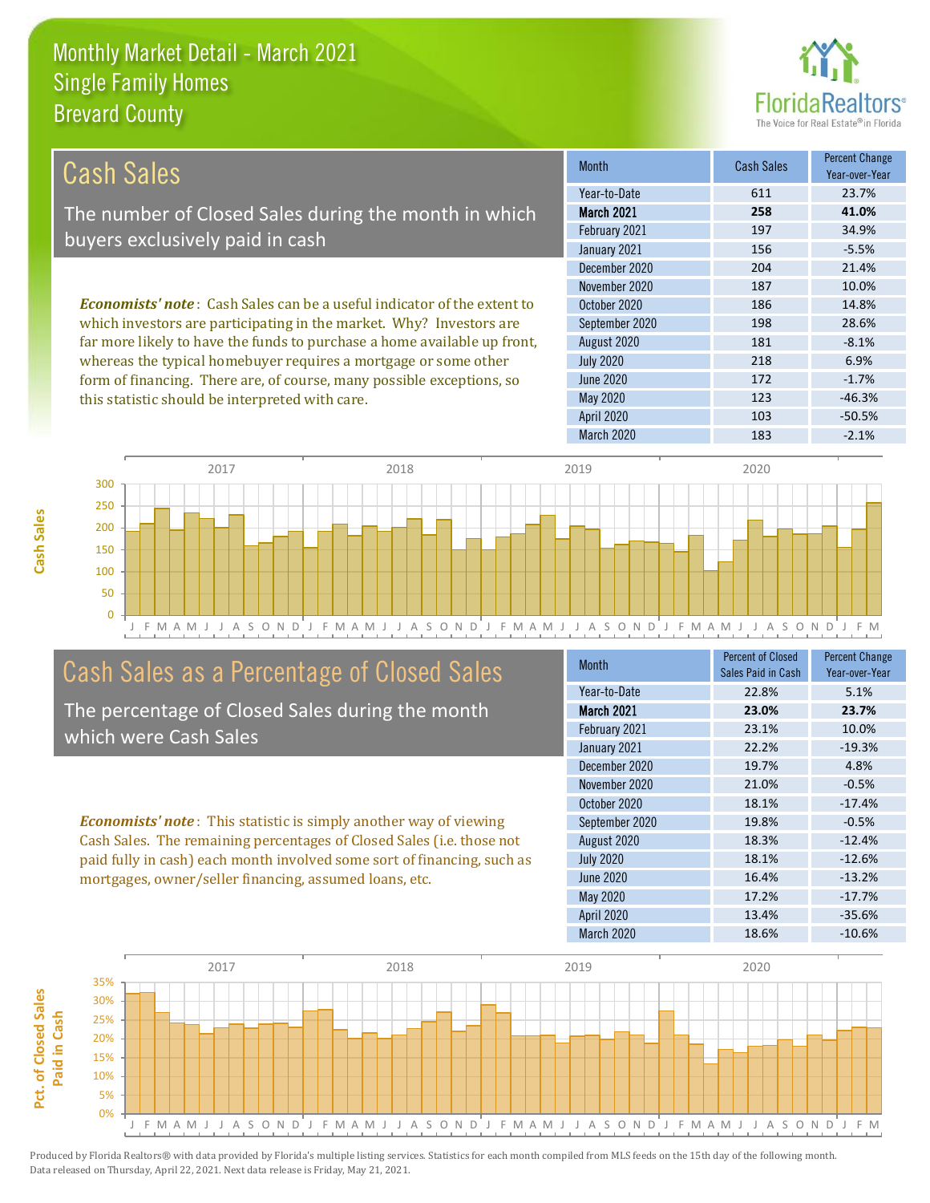# Monthly Market Detail - March 2021
## Single Family Homes
## Brevard County

## Cash Sales

The number of Closed Sales during the month in which buyers exclusively paid in cash

***Economists' note***: Cash Sales can be a useful indicator of the extent to which investors are participating in the market. Why? Investors are far more likely to have the funds to purchase a home available up front, whereas the typical homebuyer requires a mortgage or some other form of financing. There are, of course, many possible exceptions, so this statistic should be interpreted with care.

| Month | Cash Sales | Percent Change Year-over-Year |
|---|---|---|
| Year-to-Date | 611 | 23.7% |
| **March 2021** | **258** | **41.0%** |
| February 2021 | 197 | 34.9% |
| January 2021 | 156 | -5.5% |
| December 2020 | 204 | 21.4% |
| November 2020 | 187 | 10.0% |
| October 2020 | 186 | 14.8% |
| September 2020 | 198 | 28.6% |
| August 2020 | 181 | -8.1% |
| July 2020 | 218 | 6.9% |
| June 2020 | 172 | -1.7% |
| May 2020 | 123 | -46.3% |
| April 2020 | 103 | -50.5% |
| March 2020 | 183 | -2.1% |

## Cash Sales as a Percentage of Closed Sales

The percentage of Closed Sales during the month which were Cash Sales

***Economists' note***: This statistic is simply another way of viewing Cash Sales. The remaining percentages of Closed Sales (i.e. those not paid fully in cash) each month involved some sort of financing, such as mortgages, owner/seller financing, assumed loans, etc.

| Month | Percent of Closed Sales Paid in Cash | Percent Change Year-over-Year |
|---|---|---|
| Year-to-Date | 22.8% | 5.1% |
| **March 2021** | **23.0%** | **23.7%** |
| February 2021 | 23.1% | 10.0% |
| January 2021 | 22.2% | -19.3% |
| December 2020 | 19.7% | 4.8% |
| November 2020 | 21.0% | -0.5% |
| October 2020 | 18.1% | -17.4% |
| September 2020 | 19.8% | -0.5% |
| August 2020 | 18.3% | -12.4% |
| July 2020 | 18.1% | -12.6% |
| June 2020 | 16.4% | -13.2% |
| May 2020 | 17.2% | -17.7% |
| April 2020 | 13.4% | -35.6% |
| March 2020 | 18.6% | -10.6% |

Produced by Florida Realtors® with data provided by Florida's multiple listing services. Statistics for each month compiled from MLS feeds on the 15th day of the following month. Data released on Thursday, April 22, 2021. Next data release is Friday, May 21, 2021.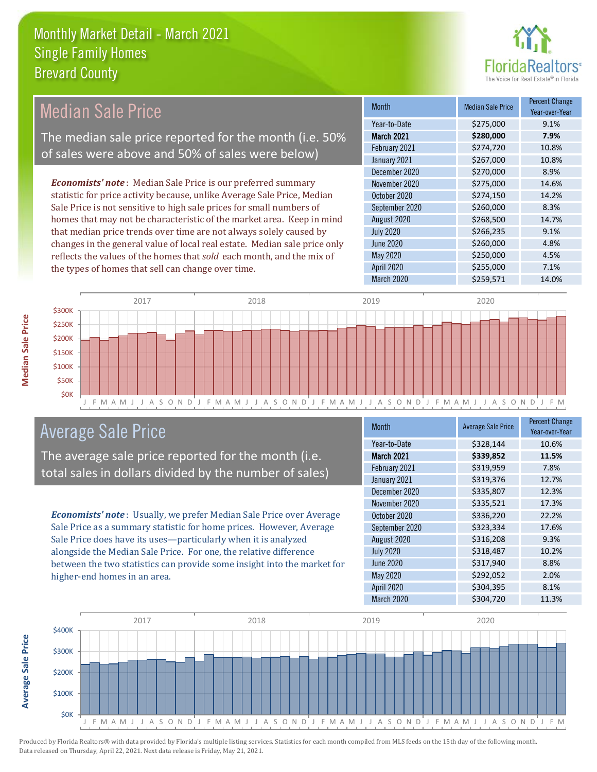# Monthly Market Detail - March 2021
## Single Family Homes
## Brevard County

## Median Sale Price

The median sale price reported for the month (i.e. 50% of sales were above and 50% of sales were below)

*Economists' note*: Median Sale Price is our preferred summary statistic for price activity because, unlike Average Sale Price, Median Sale Price is not sensitive to high sale prices for small numbers of homes that may not be characteristic of the market area. Keep in mind that median price trends over time are not always solely caused by changes in the general value of local real estate. Median sale price only reflects the values of the homes that *sold* each month, and the mix of the types of homes that sell can change over time.

| Month | Median Sale Price | Percent Change Year-over-Year |
|---|---|---|
| Year-to-Date | $275,000 | 9.1% |
| **March 2021** | **$280,000** | **7.9%** |
| February 2021 | $274,720 | 10.8% |
| January 2021 | $267,000 | 10.8% |
| December 2020 | $270,000 | 8.9% |
| November 2020 | $275,000 | 14.6% |
| October 2020 | $274,150 | 14.2% |
| September 2020 | $260,000 | 8.3% |
| August 2020 | $268,500 | 14.7% |
| July 2020 | $266,235 | 9.1% |
| June 2020 | $260,000 | 4.8% |
| May 2020 | $250,000 | 4.5% |
| April 2020 | $255,000 | 7.1% |
| March 2020 | $259,571 | 14.0% |

## Average Sale Price

The average sale price reported for the month (i.e. total sales in dollars divided by the number of sales)

*Economists' note*: Usually, we prefer Median Sale Price over Average Sale Price as a summary statistic for home prices. However, Average Sale Price does have its uses—particularly when it is analyzed alongside the Median Sale Price. For one, the relative difference between the two statistics can provide some insight into the market for higher-end homes in an area.

| Month | Average Sale Price | Percent Change Year-over-Year |
|---|---|---|
| Year-to-Date | $328,144 | 10.6% |
| **March 2021** | **$339,852** | **11.5%** |
| February 2021 | $319,959 | 7.8% |
| January 2021 | $319,376 | 12.7% |
| December 2020 | $335,807 | 12.3% |
| November 2020 | $335,521 | 17.3% |
| October 2020 | $336,220 | 22.2% |
| September 2020 | $323,334 | 17.6% |
| August 2020 | $316,208 | 9.3% |
| July 2020 | $318,487 | 10.2% |
| June 2020 | $317,940 | 8.8% |
| May 2020 | $292,052 | 2.0% |
| April 2020 | $304,395 | 8.1% |
| March 2020 | $304,720 | 11.3% |

Produced by Florida Realtors® with data provided by Florida's multiple listing services. Statistics for each month compiled from MLS feeds on the 15th day of the following month. Data released on Thursday, April 22, 2021. Next data release is Friday, May 21, 2021.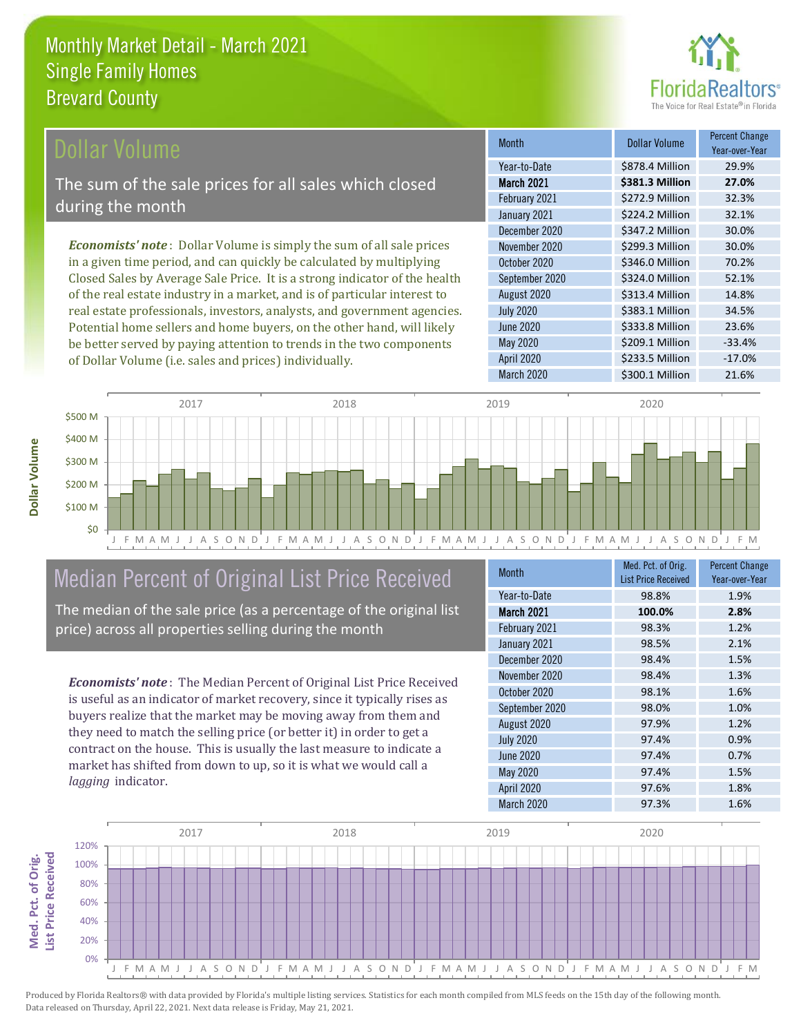# Monthly Market Detail - March 2021
## Single Family Homes
## Brevard County

## Dollar Volume

The sum of the sale prices for all sales which closed during the month

***Economists' note***: Dollar Volume is simply the sum of all sale prices in a given time period, and can quickly be calculated by multiplying Closed Sales by Average Sale Price. It is a strong indicator of the health of the real estate industry in a market, and is of particular interest to real estate professionals, investors, analysts, and government agencies. Potential home sellers and home buyers, on the other hand, will likely be better served by paying attention to trends in the two components of Dollar Volume (i.e. sales and prices) individually.

| Month | Dollar Volume | Percent Change Year-over-Year |
|---|---|---|
| Year-to-Date | $878.4 Million | 29.9% |
| **March 2021** | **$381.3 Million** | **27.0%** |
| February 2021 | $272.9 Million | 32.3% |
| January 2021 | $224.2 Million | 32.1% |
| December 2020 | $347.2 Million | 30.0% |
| November 2020 | $299.3 Million | 30.0% |
| October 2020 | $346.0 Million | 70.2% |
| September 2020 | $324.0 Million | 52.1% |
| August 2020 | $313.4 Million | 14.8% |
| July 2020 | $383.1 Million | 34.5% |
| June 2020 | $333.8 Million | 23.6% |
| May 2020 | $209.1 Million | -33.4% |
| April 2020 | $233.5 Million | -17.0% |
| March 2020 | $300.1 Million | 21.6% |

## Median Percent of Original List Price Received

The median of the sale price (as a percentage of the original list price) across all properties selling during the month

***Economists' note***: The Median Percent of Original List Price Received is useful as an indicator of market recovery, since it typically rises as buyers realize that the market may be moving away from them and they need to match the selling price (or better it) in order to get a contract on the house. This is usually the last measure to indicate a market has shifted from down to up, so it is what we would call a *lagging* indicator.

| Month | Med. Pct. of Orig. List Price Received | Percent Change Year-over-Year |
|---|---|---|
| Year-to-Date | 98.8% | 1.9% |
| **March 2021** | **100.0%** | **2.8%** |
| February 2021 | 98.3% | 1.2% |
| January 2021 | 98.5% | 2.1% |
| December 2020 | 98.4% | 1.5% |
| November 2020 | 98.4% | 1.3% |
| October 2020 | 98.1% | 1.6% |
| September 2020 | 98.0% | 1.0% |
| August 2020 | 97.9% | 1.2% |
| July 2020 | 97.4% | 0.9% |
| June 2020 | 97.4% | 0.7% |
| May 2020 | 97.4% | 1.5% |
| April 2020 | 97.6% | 1.8% |
| March 2020 | 97.3% | 1.6% |

Produced by Florida Realtors® with data provided by Florida's multiple listing services. Statistics for each month compiled from MLS feeds on the 15th day of the following month. Data released on Thursday, April 22, 2021. Next data release is Friday, May 21, 2021.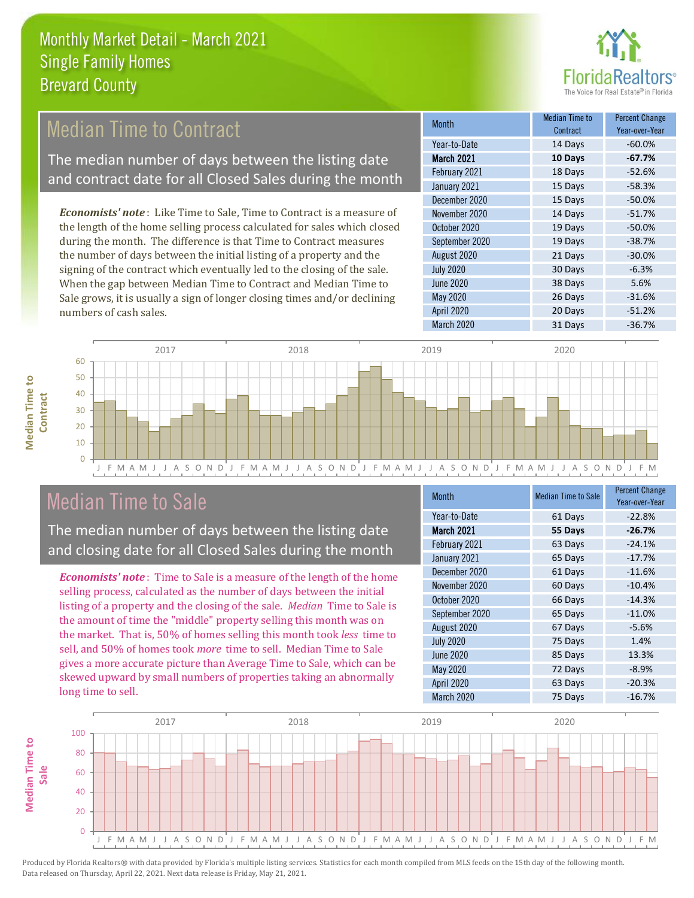# Monthly Market Detail - March 2021
## Single Family Homes
## Brevard County

## Median Time to Contract

The median number of days between the listing date and contract date for all Closed Sales during the month

***Economists' note***: Like Time to Sale, Time to Contract is a measure of the length of the home selling process calculated for sales which closed during the month. The difference is that Time to Contract measures the number of days between the initial listing of a property and the signing of the contract which eventually led to the closing of the sale. When the gap between Median Time to Contract and Median Time to Sale grows, it is usually a sign of longer closing times and/or declining numbers of cash sales.

| Month | Median Time to Contract | Percent Change Year-over-Year |
|---|---|---|
| Year-to-Date | 14 Days | -60.0% |
| **March 2021** | **10 Days** | **-67.7%** |
| February 2021 | 18 Days | -52.6% |
| January 2021 | 15 Days | -58.3% |
| December 2020 | 15 Days | -50.0% |
| November 2020 | 14 Days | -51.7% |
| October 2020 | 19 Days | -50.0% |
| September 2020 | 19 Days | -38.7% |
| August 2020 | 21 Days | -30.0% |
| July 2020 | 30 Days | -6.3% |
| June 2020 | 38 Days | 5.6% |
| May 2020 | 26 Days | -31.6% |
| April 2020 | 20 Days | -51.2% |
| March 2020 | 31 Days | -36.7% |

## Median Time to Sale

The median number of days between the listing date and closing date for all Closed Sales during the month

***Economists' note***: Time to Sale is a measure of the length of the home selling process, calculated as the number of days between the initial listing of a property and the closing of the sale. *Median* Time to Sale is the amount of time the "middle" property selling this month was on the market. That is, 50% of homes selling this month took *less* time to sell, and 50% of homes took *more* time to sell. Median Time to Sale gives a more accurate picture than Average Time to Sale, which can be skewed upward by small numbers of properties taking an abnormally long time to sell.

| Month | Median Time to Sale | Percent Change Year-over-Year |
|---|---|---|
| Year-to-Date | 61 Days | -22.8% |
| **March 2021** | **55 Days** | **-26.7%** |
| February 2021 | 63 Days | -24.1% |
| January 2021 | 65 Days | -17.7% |
| December 2020 | 61 Days | -11.6% |
| November 2020 | 60 Days | -10.4% |
| October 2020 | 66 Days | -14.3% |
| September 2020 | 65 Days | -11.0% |
| August 2020 | 67 Days | -5.6% |
| July 2020 | 75 Days | 1.4% |
| June 2020 | 85 Days | 13.3% |
| May 2020 | 72 Days | -8.9% |
| April 2020 | 63 Days | -20.3% |
| March 2020 | 75 Days | -16.7% |

Produced by Florida Realtors® with data provided by Florida's multiple listing services. Statistics for each month compiled from MLS feeds on the 15th day of the following month. Data released on Thursday, April 22, 2021. Next data release is Friday, May 21, 2021.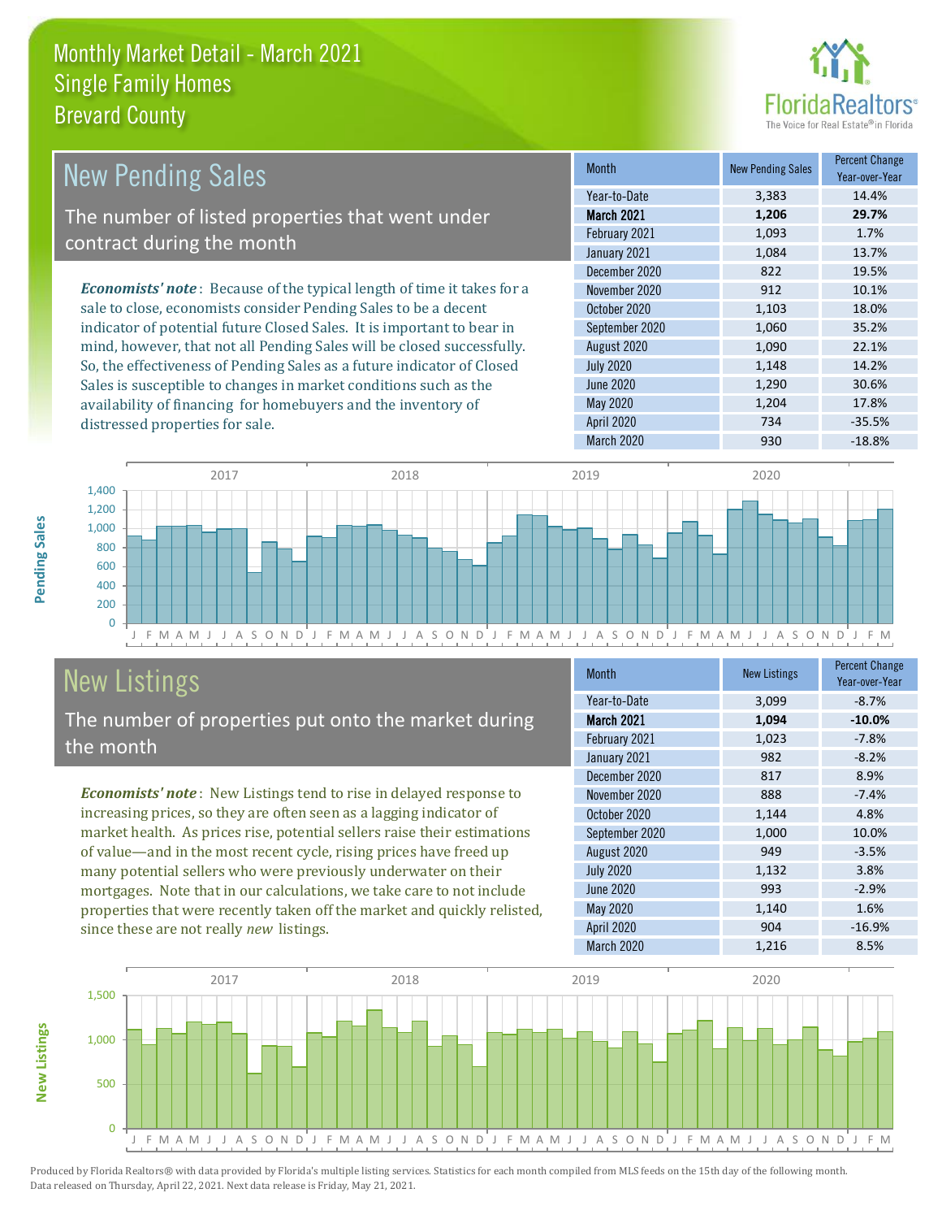# Monthly Market Detail - March 2021
## Single Family Homes
## Brevard County

## New Pending Sales

The number of listed properties that went under contract during the month

*Economists' note*: Because of the typical length of time it takes for a sale to close, economists consider Pending Sales to be a decent indicator of potential future Closed Sales. It is important to bear in mind, however, that not all Pending Sales will be closed successfully. So, the effectiveness of Pending Sales as a future indicator of Closed Sales is susceptible to changes in market conditions such as the availability of financing for homebuyers and the inventory of distressed properties for sale.

| Month | New Pending Sales | Percent Change Year-over-Year |
|---|---|---|
| Year-to-Date | 3,383 | 14.4% |
| **March 2021** | **1,206** | **29.7%** |
| February 2021 | 1,093 | 1.7% |
| January 2021 | 1,084 | 13.7% |
| December 2020 | 822 | 19.5% |
| November 2020 | 912 | 10.1% |
| October 2020 | 1,103 | 18.0% |
| September 2020 | 1,060 | 35.2% |
| August 2020 | 1,090 | 22.1% |
| July 2020 | 1,148 | 14.2% |
| June 2020 | 1,290 | 30.6% |
| May 2020 | 1,204 | 17.8% |
| April 2020 | 734 | -35.5% |
| March 2020 | 930 | -18.8% |

## New Listings

The number of properties put onto the market during the month

*Economists' note*: New Listings tend to rise in delayed response to increasing prices, so they are often seen as a lagging indicator of market health. As prices rise, potential sellers raise their estimations of value—and in the most recent cycle, rising prices have freed up many potential sellers who were previously underwater on their mortgages. Note that in our calculations, we take care to not include properties that were recently taken off the market and quickly relisted, since these are not really *new* listings.

| Month | New Listings | Percent Change Year-over-Year |
|---|---|---|
| Year-to-Date | 3,099 | -8.7% |
| **March 2021** | **1,094** | **-10.0%** |
| February 2021 | 1,023 | -7.8% |
| January 2021 | 982 | -8.2% |
| December 2020 | 817 | 8.9% |
| November 2020 | 888 | -7.4% |
| October 2020 | 1,144 | 4.8% |
| September 2020 | 1,000 | 10.0% |
| August 2020 | 949 | -3.5% |
| July 2020 | 1,132 | 3.8% |
| June 2020 | 993 | -2.9% |
| May 2020 | 1,140 | 1.6% |
| April 2020 | 904 | -16.9% |
| March 2020 | 1,216 | 8.5% |

Produced by Florida Realtors® with data provided by Florida's multiple listing services. Statistics for each month compiled from MLS feeds on the 15th day of the following month. Data released on Thursday, April 22, 2021. Next data release is Friday, May 21, 2021.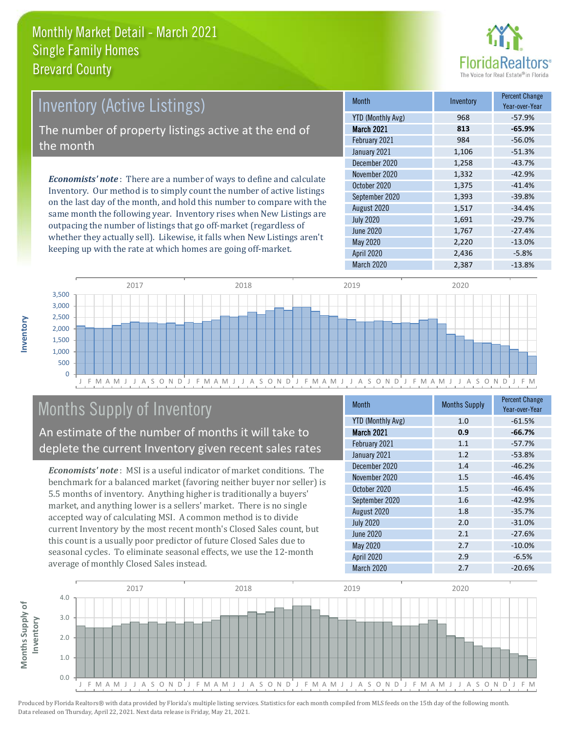# Monthly Market Detail - March 2021
## Single Family Homes
## Brevard County

## Inventory (Active Listings)

The number of property listings active at the end of the month

*Economists' note*: There are a number of ways to define and calculate Inventory. Our method is to simply count the number of active listings on the last day of the month, and hold this number to compare with the same month the following year. Inventory rises when New Listings are outpacing the number of listings that go off-market (regardless of whether they actually sell). Likewise, it falls when New Listings aren't keeping up with the rate at which homes are going off-market.

| Month | Inventory | Percent Change Year-over-Year |
|---|---|---|
| YTD (Monthly Avg) | 968 | -57.9% |
| **March 2021** | **813** | **-65.9%** |
| February 2021 | 984 | -56.0% |
| January 2021 | 1,106 | -51.3% |
| December 2020 | 1,258 | -43.7% |
| November 2020 | 1,332 | -42.9% |
| October 2020 | 1,375 | -41.4% |
| September 2020 | 1,393 | -39.8% |
| August 2020 | 1,517 | -34.4% |
| July 2020 | 1,691 | -29.7% |
| June 2020 | 1,767 | -27.4% |
| May 2020 | 2,220 | -13.0% |
| April 2020 | 2,436 | -5.8% |
| March 2020 | 2,387 | -13.8% |

## Months Supply of Inventory

An estimate of the number of months it will take to deplete the current Inventory given recent sales rates

*Economists' note*: MSI is a useful indicator of market conditions. The benchmark for a balanced market (favoring neither buyer nor seller) is 5.5 months of inventory. Anything higher is traditionally a buyers' market, and anything lower is a sellers' market. There is no single accepted way of calculating MSI. A common method is to divide current Inventory by the most recent month's Closed Sales count, but this count is a usually poor predictor of future Closed Sales due to seasonal cycles. To eliminate seasonal effects, we use the 12-month average of monthly Closed Sales instead.

| Month | Months Supply | Percent Change Year-over-Year |
|---|---|---|
| YTD (Monthly Avg) | 1.0 | -61.5% |
| **March 2021** | **0.9** | **-66.7%** |
| February 2021 | 1.1 | -57.7% |
| January 2021 | 1.2 | -53.8% |
| December 2020 | 1.4 | -46.2% |
| November 2020 | 1.5 | -46.4% |
| October 2020 | 1.5 | -46.4% |
| September 2020 | 1.6 | -42.9% |
| August 2020 | 1.8 | -35.7% |
| July 2020 | 2.0 | -31.0% |
| June 2020 | 2.1 | -27.6% |
| May 2020 | 2.7 | -10.0% |
| April 2020 | 2.9 | -6.5% |
| March 2020 | 2.7 | -20.6% |

Produced by Florida Realtors® with data provided by Florida's multiple listing services. Statistics for each month compiled from MLS feeds on the 15th day of the following month. Data released on Thursday, April 22, 2021. Next data release is Friday, May 21, 2021.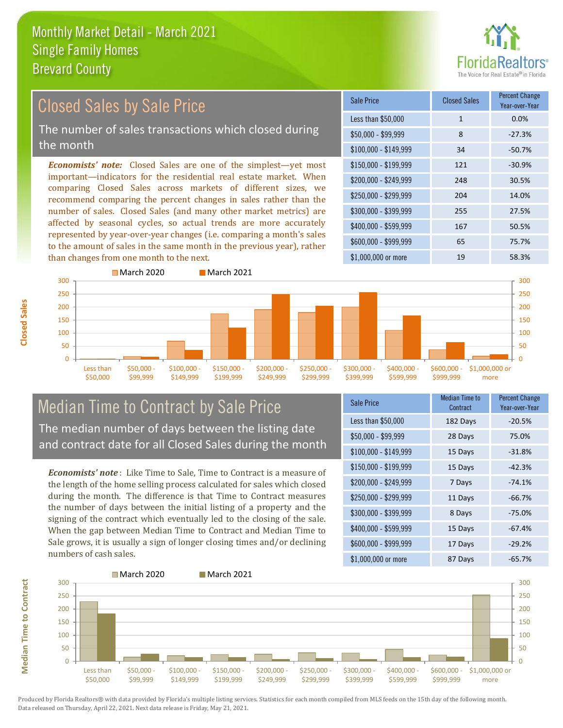# Monthly Market Detail - March 2021
## Single Family Homes
## Brevard County

## Closed Sales by Sale Price

The number of sales transactions which closed during the month

*Economists' note:* Closed Sales are one of the simplest—yet most important—indicators for the residential real estate market. When comparing Closed Sales across markets of different sizes, we recommend comparing the percent changes in sales rather than the number of sales. Closed Sales (and many other market metrics) are affected by seasonal cycles, so actual trends are more accurately represented by year-over-year changes (i.e. comparing a month's sales to the amount of sales in the same month in the previous year), rather than changes from one month to the next.

| Sale Price | Closed Sales | Percent Change Year-over-Year |
|---|---|---|
| Less than $50,000 | 1 | 0.0% |
| $50,000 - $99,999 | 8 | -27.3% |
| $100,000 - $149,999 | 34 | -50.7% |
| $150,000 - $199,999 | 121 | -30.9% |
| $200,000 - $249,999 | 248 | 30.5% |
| $250,000 - $299,999 | 204 | 14.0% |
| $300,000 - $399,999 | 255 | 27.5% |
| $400,000 - $599,999 | 167 | 50.5% |
| $600,000 - $999,999 | 65 | 75.7% |
| $1,000,000 or more | 19 | 58.3% |

## Median Time to Contract by Sale Price

The median number of days between the listing date and contract date for all Closed Sales during the month

*Economists' note*: Like Time to Sale, Time to Contract is a measure of the length of the home selling process calculated for sales which closed during the month. The difference is that Time to Contract measures the number of days between the initial listing of a property and the signing of the contract which eventually led to the closing of the sale. When the gap between Median Time to Contract and Median Time to Sale grows, it is usually a sign of longer closing times and/or declining numbers of cash sales.

| Sale Price | Median Time to Contract | Percent Change Year-over-Year |
|---|---|---|
| Less than $50,000 | 182 Days | -20.5% |
| $50,000 - $99,999 | 28 Days | 75.0% |
| $100,000 - $149,999 | 15 Days | -31.8% |
| $150,000 - $199,999 | 15 Days | -42.3% |
| $200,000 - $249,999 | 7 Days | -74.1% |
| $250,000 - $299,999 | 11 Days | -66.7% |
| $300,000 - $399,999 | 8 Days | -75.0% |
| $400,000 - $599,999 | 15 Days | -67.4% |
| $600,000 - $999,999 | 17 Days | -29.2% |
| $1,000,000 or more | 87 Days | -65.7% |

Produced by Florida Realtors® with data provided by Florida's multiple listing services. Statistics for each month compiled from MLS feeds on the 15th day of the following month. Data released on Thursday, April 22, 2021. Next data release is Friday, May 21, 2021.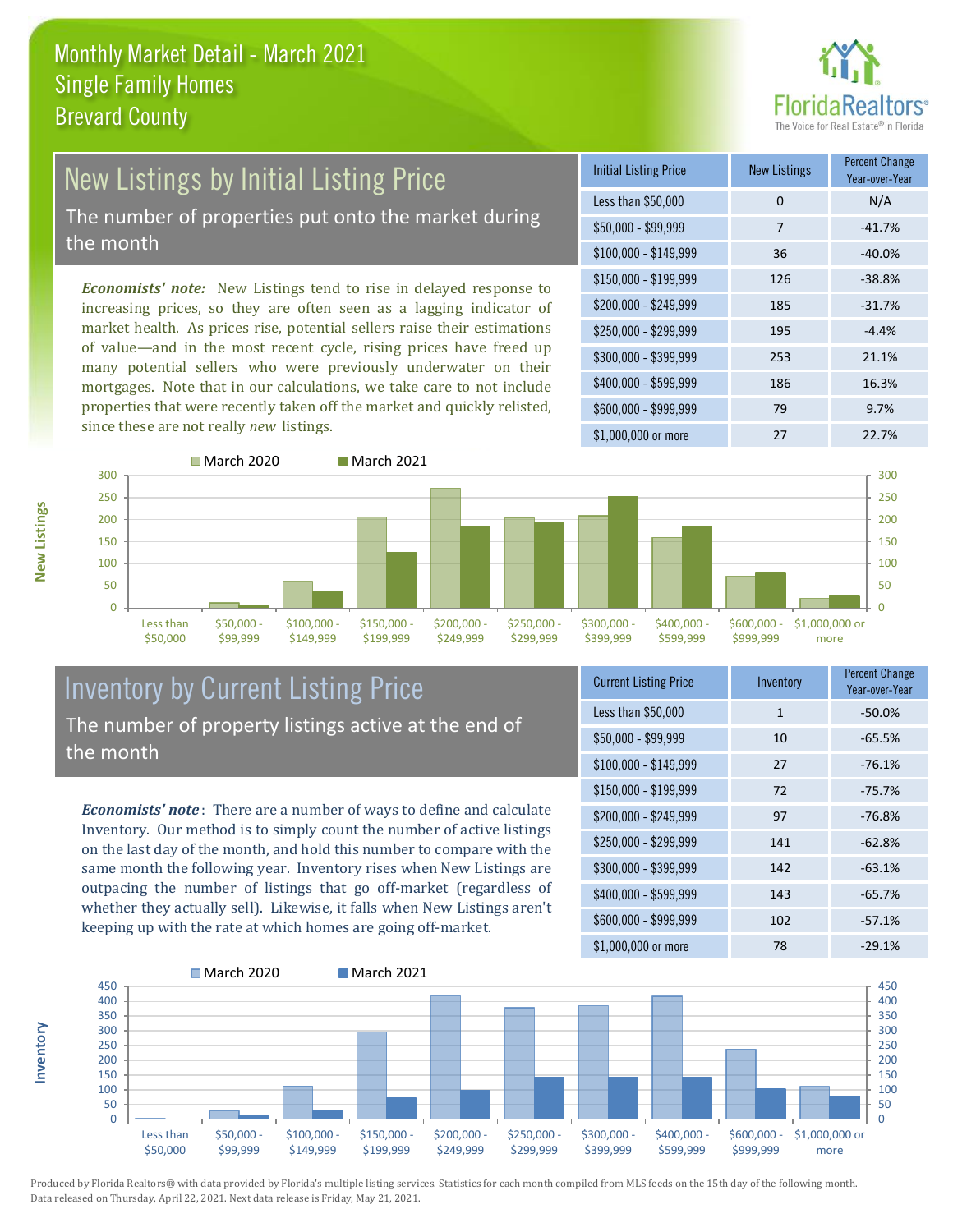# Monthly Market Detail - March 2021
## Single Family Homes
## Brevard County

## New Listings by Initial Listing Price

The number of properties put onto the market during the month

*Economists' note:* New Listings tend to rise in delayed response to increasing prices, so they are often seen as a lagging indicator of market health. As prices rise, potential sellers raise their estimations of value—and in the most recent cycle, rising prices have freed up many potential sellers who were previously underwater on their mortgages. Note that in our calculations, we take care to not include properties that were recently taken off the market and quickly relisted, since these are not really *new* listings.

| Initial Listing Price | New Listings | Percent Change Year-over-Year |
|---|---|---|
| Less than $50,000 | 0 | N/A |
| $50,000 - $99,999 | 7 | -41.7% |
| $100,000 - $149,999 | 36 | -40.0% |
| $150,000 - $199,999 | 126 | -38.8% |
| $200,000 - $249,999 | 185 | -31.7% |
| $250,000 - $299,999 | 195 | -4.4% |
| $300,000 - $399,999 | 253 | 21.1% |
| $400,000 - $599,999 | 186 | 16.3% |
| $600,000 - $999,999 | 79 | 9.7% |
| $1,000,000 or more | 27 | 22.7% |

## Inventory by Current Listing Price

The number of property listings active at the end of the month

***Economists' note***: There are a number of ways to define and calculate Inventory. Our method is to simply count the number of active listings on the last day of the month, and hold this number to compare with the same month the following year. Inventory rises when New Listings are outpacing the number of listings that go off-market (regardless of whether they actually sell). Likewise, it falls when New Listings aren't keeping up with the rate at which homes are going off-market.

| Current Listing Price | Inventory | Percent Change Year-over-Year |
|---|---|---|
| Less than $50,000 | 1 | -50.0% |
| $50,000 - $99,999 | 10 | -65.5% |
| $100,000 - $149,999 | 27 | -76.1% |
| $150,000 - $199,999 | 72 | -75.7% |
| $200,000 - $249,999 | 97 | -76.8% |
| $250,000 - $299,999 | 141 | -62.8% |
| $300,000 - $399,999 | 142 | -63.1% |
| $400,000 - $599,999 | 143 | -65.7% |
| $600,000 - $999,999 | 102 | -57.1% |
| $1,000,000 or more | 78 | -29.1% |

Produced by Florida Realtors® with data provided by Florida's multiple listing services. Statistics for each month compiled from MLS feeds on the 15th day of the following month. Data released on Thursday, April 22, 2021. Next data release is Friday, May 21, 2021.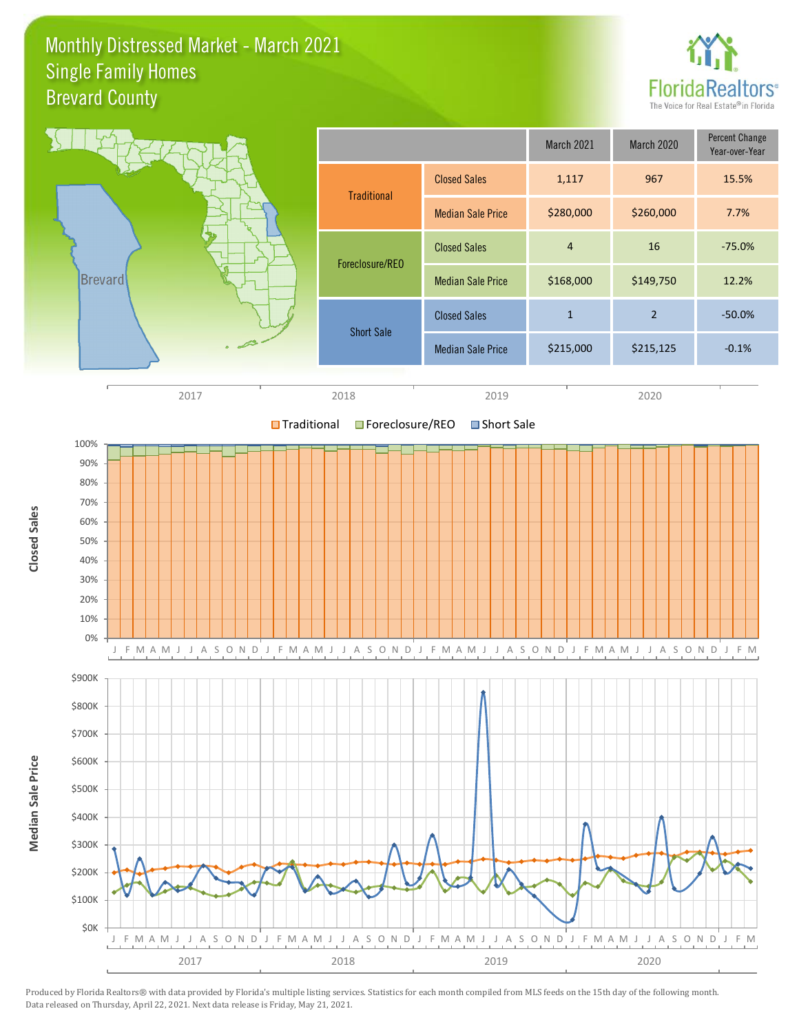# Monthly Distressed Market - March 2021
## Single Family Homes
## Brevard County

FloridaRealtors®
The Voice for Real Estate® in Florida

Brevard

| | | March 2021 | March 2020 | Percent Change Year-over-Year |
|---|---|---|---|---|
| Traditional | Closed Sales | 1,117 | 967 | 15.5% |
| | Median Sale Price | $280,000 | $260,000 | 7.7% |
| Foreclosure/REO | Closed Sales | 4 | 16 | -75.0% |
| | Median Sale Price | $168,000 | $149,750 | 12.2% |
| Short Sale | Closed Sales | 1 | 2 | -50.0% |
| | Median Sale Price | $215,000 | $215,125 | -0.1% |

2017 2018 2019 2020

Traditional Foreclosure/REO Short Sale

Closed Sales

100% 90% 80% 70% 60% 50% 40% 30% 20% 10% 0%

J F M A M J J A S O N D J F M A M J J A S O N D J F M A M J J A S O N D J F M A M J J A S O N D J F M

Median Sale Price

$900K $800K $700K $600K $500K $400K $300K $200K $100K $0K

J F M A M J J A S O N D J F M A M J J A S O N D J F M A M J J A S O N D J F M A M J J A S O N D J F M

2017 2018 2019 2020

Produced by Florida Realtors® with data provided by Florida's multiple listing services. Statistics for each month compiled from MLS feeds on the 15th day of the following month. Data released on Thursday, April 22, 2021. Next data release is Friday, May 21, 2021.